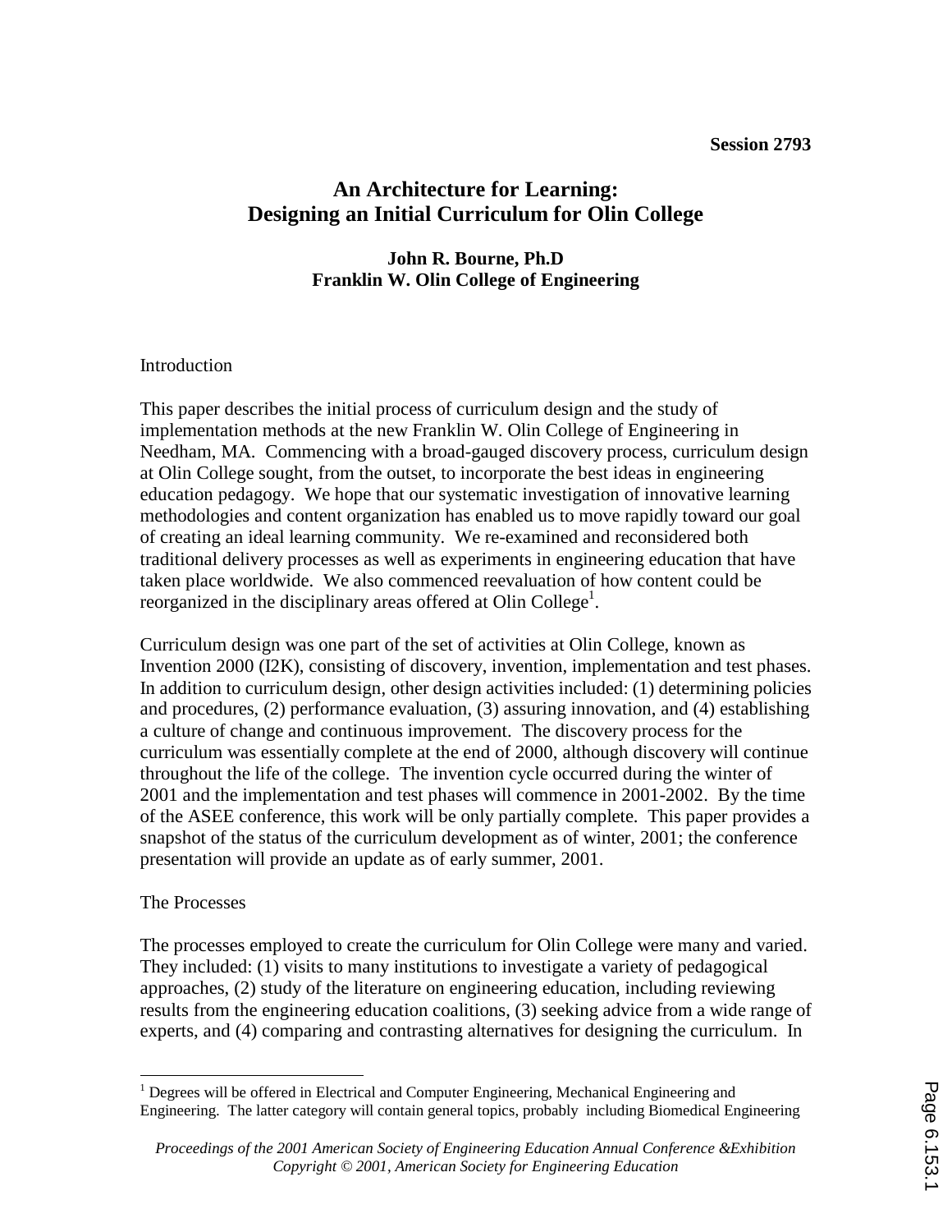Session 2793

# An Architecture for Learning: Designing an Initial Curriculum for Olin College

**John R. Bourne, Ph.D**
**Franklin W. Olin College of Engineering**

## Introduction

This paper describes the initial process of curriculum design and the study of implementation methods at the new Franklin W. Olin College of Engineering in Needham, MA. Commencing with a broad-gauged discovery process, curriculum design at Olin College sought, from the outset, to incorporate the best ideas in engineering education pedagogy. We hope that our systematic investigation of innovative learning methodologies and content organization has enabled us to move rapidly toward our goal of creating an ideal learning community. We re-examined and reconsidered both traditional delivery processes as well as experiments in engineering education that have taken place worldwide. We also commenced reevaluation of how content could be reorganized in the disciplinary areas offered at Olin College[1].

Curriculum design was one part of the set of activities at Olin College, known as Invention 2000 (I2K), consisting of discovery, invention, implementation and test phases. In addition to curriculum design, other design activities included: (1) determining policies and procedures, (2) performance evaluation, (3) assuring innovation, and (4) establishing a culture of change and continuous improvement. The discovery process for the curriculum was essentially complete at the end of 2000, although discovery will continue throughout the life of the college. The invention cycle occurred during the winter of 2001 and the implementation and test phases will commence in 2001-2002. By the time of the ASEE conference, this work will be only partially complete. This paper provides a snapshot of the status of the curriculum development as of winter, 2001; the conference presentation will provide an update as of early summer, 2001.

## The Processes

The processes employed to create the curriculum for Olin College were many and varied. They included: (1) visits to many institutions to investigate a variety of pedagogical approaches, (2) study of the literature on engineering education, including reviewing results from the engineering education coalitions, (3) seeking advice from a wide range of experts, and (4) comparing and contrasting alternatives for designing the curriculum. In

[1] Degrees will be offered in Electrical and Computer Engineering, Mechanical Engineering and Engineering. The latter category will contain general topics, probably including Biomedical Engineering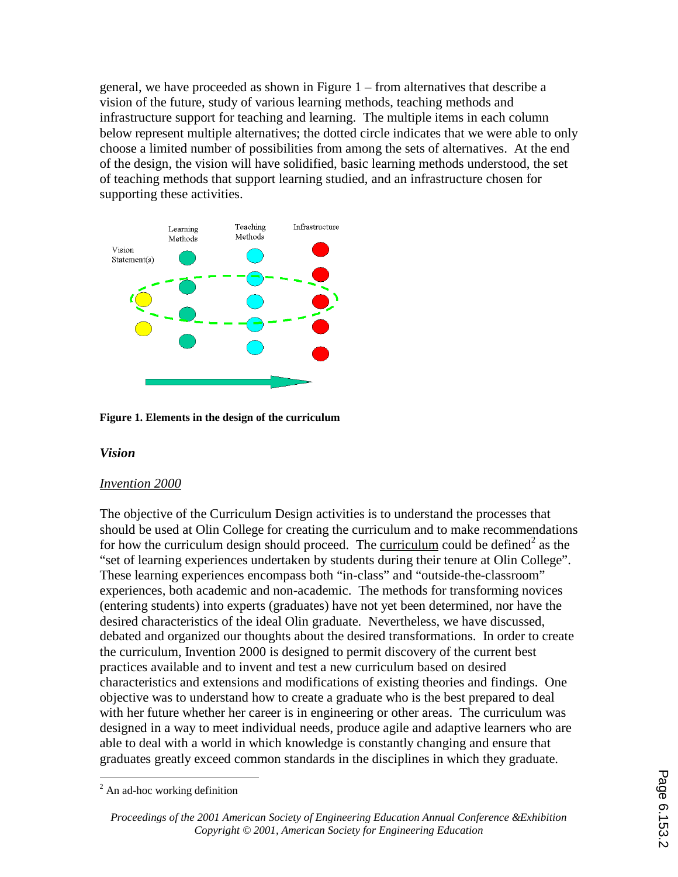general, we have proceeded as shown in Figure 1 – from alternatives that describe a vision of the future, study of various learning methods, teaching methods and infrastructure support for teaching and learning. The multiple items in each column below represent multiple alternatives; the dotted circle indicates that we were able to only choose a limited number of possibilities from among the sets of alternatives. At the end of the design, the vision will have solidified, basic learning methods understood, the set of teaching methods that support learning studied, and an infrastructure chosen for supporting these activities.

**Figure 1. Elements in the design of the curriculum**

### *Vision*

#### Invention 2000

The objective of the Curriculum Design activities is to understand the processes that should be used at Olin College for creating the curriculum and to make recommendations for how the curriculum design should proceed. The curriculum could be defined[2] as the "set of learning experiences undertaken by students during their tenure at Olin College". These learning experiences encompass both "in-class" and "outside-the-classroom" experiences, both academic and non-academic. The methods for transforming novices (entering students) into experts (graduates) have not yet been determined, nor have the desired characteristics of the ideal Olin graduate. Nevertheless, we have discussed, debated and organized our thoughts about the desired transformations. In order to create the curriculum, Invention 2000 is designed to permit discovery of the current best practices available and to invent and test a new curriculum based on desired characteristics and extensions and modifications of existing theories and findings. One objective was to understand how to create a graduate who is the best prepared to deal with her future whether her career is in engineering or other areas. The curriculum was designed in a way to meet individual needs, produce agile and adaptive learners who are able to deal with a world in which knowledge is constantly changing and ensure that graduates greatly exceed common standards in the disciplines in which they graduate.

[2] An ad-hoc working definition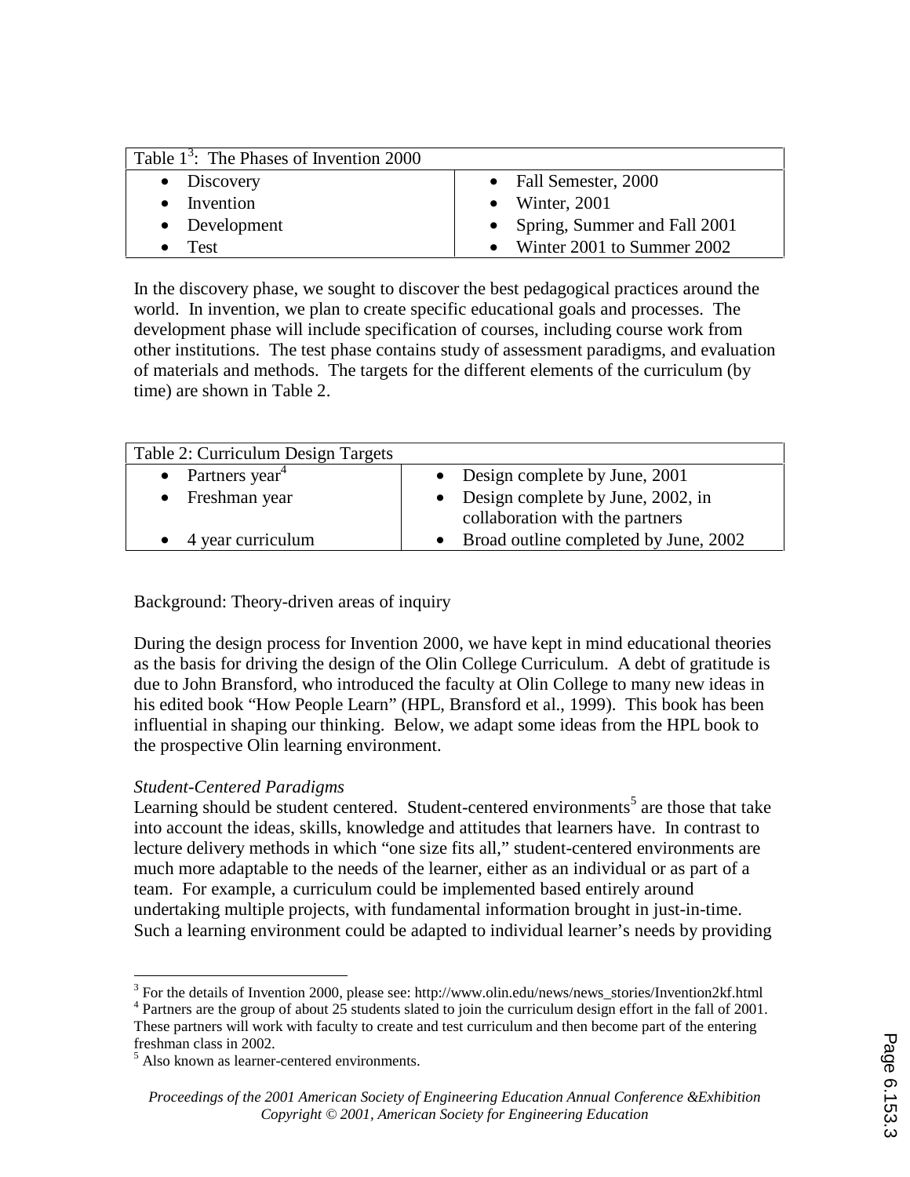| Table 1[3]: The Phases of Invention 2000 | |
|---|---|
| • Discovery | • Fall Semester, 2000 |
| • Invention | • Winter, 2001 |
| • Development | • Spring, Summer and Fall 2001 |
| • Test | • Winter 2001 to Summer 2002 |

In the discovery phase, we sought to discover the best pedagogical practices around the world. In invention, we plan to create specific educational goals and processes. The development phase will include specification of courses, including course work from other institutions. The test phase contains study of assessment paradigms, and evaluation of materials and methods. The targets for the different elements of the curriculum (by time) are shown in Table 2.

| Table 2: Curriculum Design Targets | |
|---|---|
| • Partners year[4] | • Design complete by June, 2001 |
| • Freshman year | • Design complete by June, 2002, in collaboration with the partners |
| • 4 year curriculum | • Broad outline completed by June, 2002 |

Background: Theory-driven areas of inquiry

During the design process for Invention 2000, we have kept in mind educational theories as the basis for driving the design of the Olin College Curriculum. A debt of gratitude is due to John Bransford, who introduced the faculty at Olin College to many new ideas in his edited book "How People Learn" (HPL, Bransford et al., 1999). This book has been influential in shaping our thinking. Below, we adapt some ideas from the HPL book to the prospective Olin learning environment.

*Student-Centered Paradigms*

Learning should be student centered. Student-centered environments[5] are those that take into account the ideas, skills, knowledge and attitudes that learners have. In contrast to lecture delivery methods in which "one size fits all," student-centered environments are much more adaptable to the needs of the learner, either as an individual or as part of a team. For example, a curriculum could be implemented based entirely around undertaking multiple projects, with fundamental information brought in just-in-time. Such a learning environment could be adapted to individual learner's needs by providing

[3] For the details of Invention 2000, please see: http://www.olin.edu/news/news_stories/Invention2kf.html

[4] Partners are the group of about 25 students slated to join the curriculum design effort in the fall of 2001. These partners will work with faculty to create and test curriculum and then become part of the entering freshman class in 2002.

[5] Also known as learner-centered environments.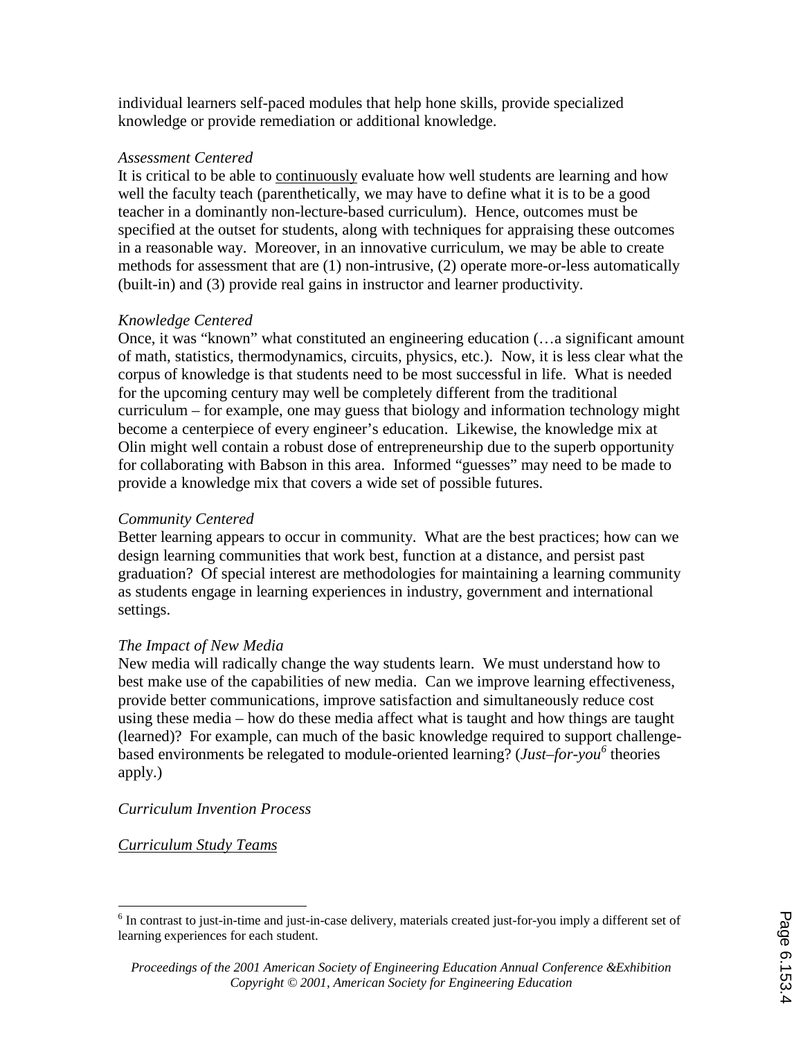individual learners self-paced modules that help hone skills, provide specialized knowledge or provide remediation or additional knowledge.

*Assessment Centered*

It is critical to be able to continuously evaluate how well students are learning and how well the faculty teach (parenthetically, we may have to define what it is to be a good teacher in a dominantly non-lecture-based curriculum). Hence, outcomes must be specified at the outset for students, along with techniques for appraising these outcomes in a reasonable way. Moreover, in an innovative curriculum, we may be able to create methods for assessment that are (1) non-intrusive, (2) operate more-or-less automatically (built-in) and (3) provide real gains in instructor and learner productivity.

*Knowledge Centered*

Once, it was "known" what constituted an engineering education (…a significant amount of math, statistics, thermodynamics, circuits, physics, etc.). Now, it is less clear what the corpus of knowledge is that students need to be most successful in life. What is needed for the upcoming century may well be completely different from the traditional curriculum – for example, one may guess that biology and information technology might become a centerpiece of every engineer's education. Likewise, the knowledge mix at Olin might well contain a robust dose of entrepreneurship due to the superb opportunity for collaborating with Babson in this area. Informed "guesses" may need to be made to provide a knowledge mix that covers a wide set of possible futures.

*Community Centered*

Better learning appears to occur in community. What are the best practices; how can we design learning communities that work best, function at a distance, and persist past graduation? Of special interest are methodologies for maintaining a learning community as students engage in learning experiences in industry, government and international settings.

*The Impact of New Media*

New media will radically change the way students learn. We must understand how to best make use of the capabilities of new media. Can we improve learning effectiveness, provide better communications, improve satisfaction and simultaneously reduce cost using these media – how do these media affect what is taught and how things are taught (learned)? For example, can much of the basic knowledge required to support challenge-based environments be relegated to module-oriented learning? (*Just–for-you*[6] theories apply.)

*Curriculum Invention Process*

*Curriculum Study Teams*

---

[6] In contrast to just-in-time and just-in-case delivery, materials created just-for-you imply a different set of learning experiences for each student.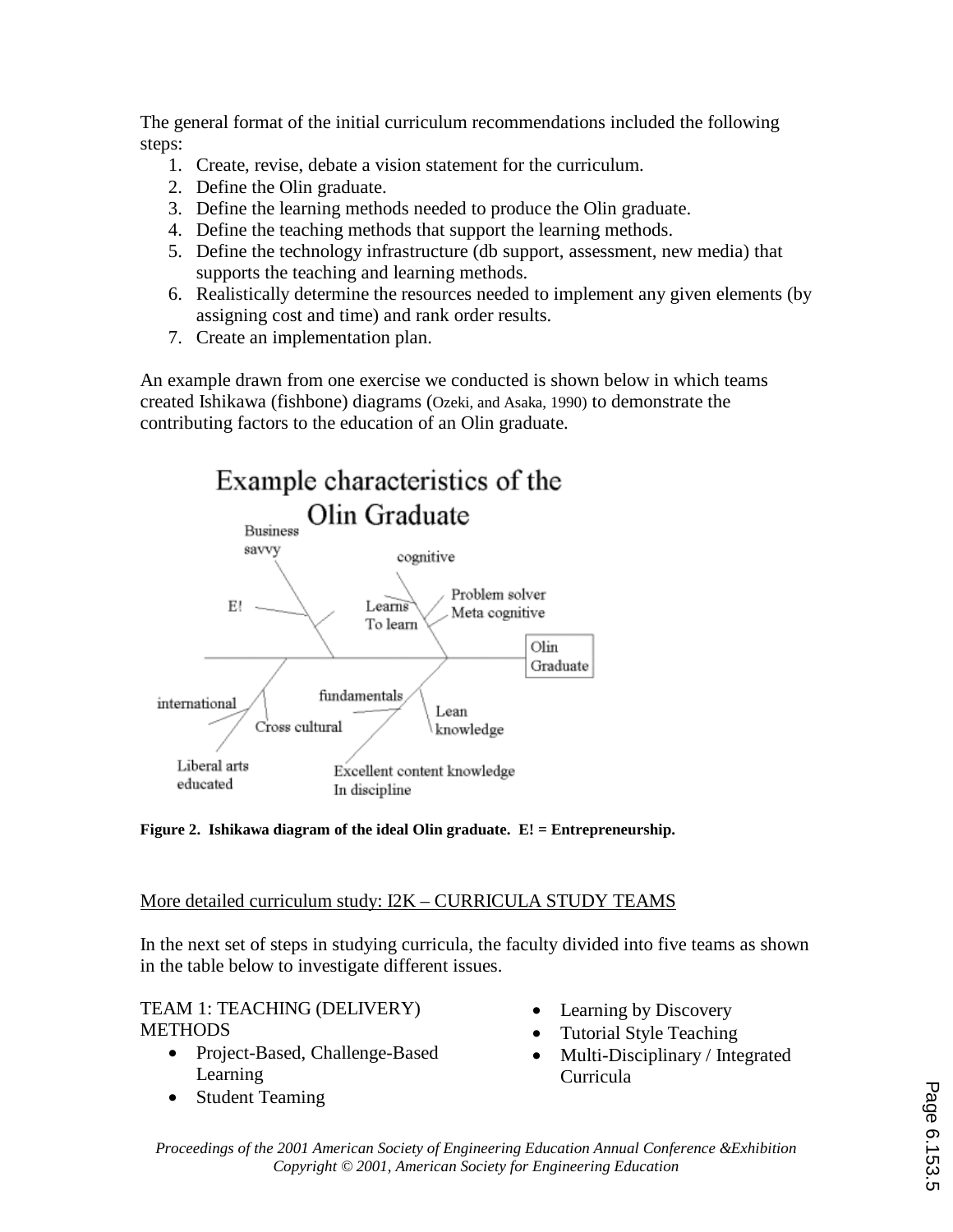The general format of the initial curriculum recommendations included the following steps:

1. Create, revise, debate a vision statement for the curriculum.
2. Define the Olin graduate.
3. Define the learning methods needed to produce the Olin graduate.
4. Define the teaching methods that support the learning methods.
5. Define the technology infrastructure (db support, assessment, new media) that supports the teaching and learning methods.
6. Realistically determine the resources needed to implement any given elements (by assigning cost and time) and rank order results.
7. Create an implementation plan.

An example drawn from one exercise we conducted is shown below in which teams created Ishikawa (fishbone) diagrams (Ozeki, and Asaka, 1990) to demonstrate the contributing factors to the education of an Olin graduate.

**Figure 2. Ishikawa diagram of the ideal Olin graduate. E! = Entrepreneurship.**

More detailed curriculum study: I2K – CURRICULA STUDY TEAMS

In the next set of steps in studying curricula, the faculty divided into five teams as shown in the table below to investigate different issues.

TEAM 1: TEACHING (DELIVERY) METHODS

- Project-Based, Challenge-Based Learning
- Student Teaming
- Learning by Discovery
- Tutorial Style Teaching
- Multi-Disciplinary / Integrated Curricula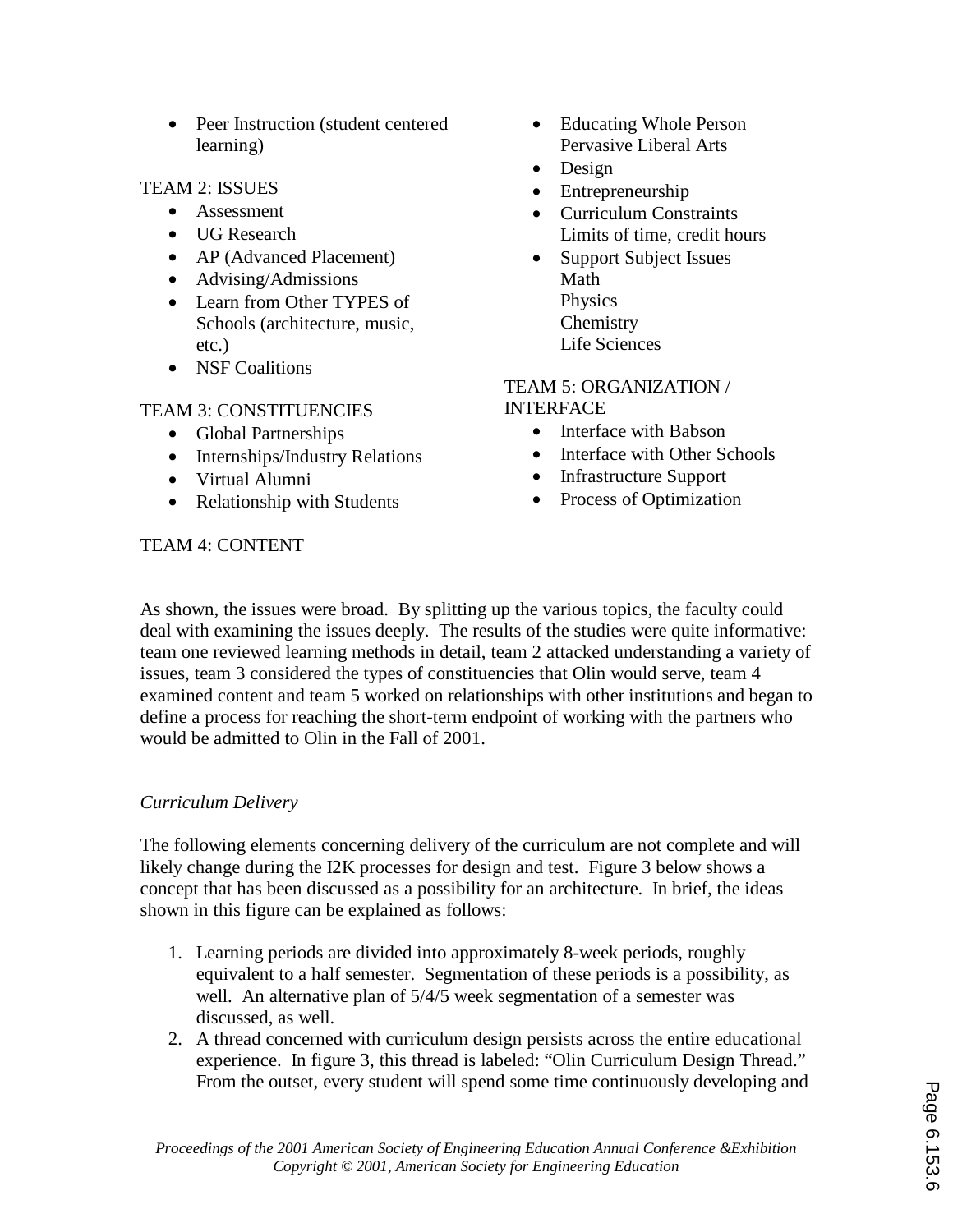- Peer Instruction (student centered learning)

TEAM 2: ISSUES

- Assessment
- UG Research
- AP (Advanced Placement)
- Advising/Admissions
- Learn from Other TYPES of Schools (architecture, music, etc.)
- NSF Coalitions

TEAM 3: CONSTITUENCIES

- Global Partnerships
- Internships/Industry Relations
- Virtual Alumni
- Relationship with Students

TEAM 4: CONTENT

- Educating Whole Person
  Pervasive Liberal Arts
- Design
- Entrepreneurship
- Curriculum Constraints
  Limits of time, credit hours
- Support Subject Issues
  Math
  Physics
  Chemistry
  Life Sciences

TEAM 5: ORGANIZATION / INTERFACE

- Interface with Babson
- Interface with Other Schools
- Infrastructure Support
- Process of Optimization

As shown, the issues were broad. By splitting up the various topics, the faculty could deal with examining the issues deeply. The results of the studies were quite informative: team one reviewed learning methods in detail, team 2 attacked understanding a variety of issues, team 3 considered the types of constituencies that Olin would serve, team 4 examined content and team 5 worked on relationships with other institutions and began to define a process for reaching the short-term endpoint of working with the partners who would be admitted to Olin in the Fall of 2001.

*Curriculum Delivery*

The following elements concerning delivery of the curriculum are not complete and will likely change during the I2K processes for design and test. Figure 3 below shows a concept that has been discussed as a possibility for an architecture. In brief, the ideas shown in this figure can be explained as follows:

1. Learning periods are divided into approximately 8-week periods, roughly equivalent to a half semester. Segmentation of these periods is a possibility, as well. An alternative plan of 5/4/5 week segmentation of a semester was discussed, as well.
2. A thread concerned with curriculum design persists across the entire educational experience. In figure 3, this thread is labeled: "Olin Curriculum Design Thread." From the outset, every student will spend some time continuously developing and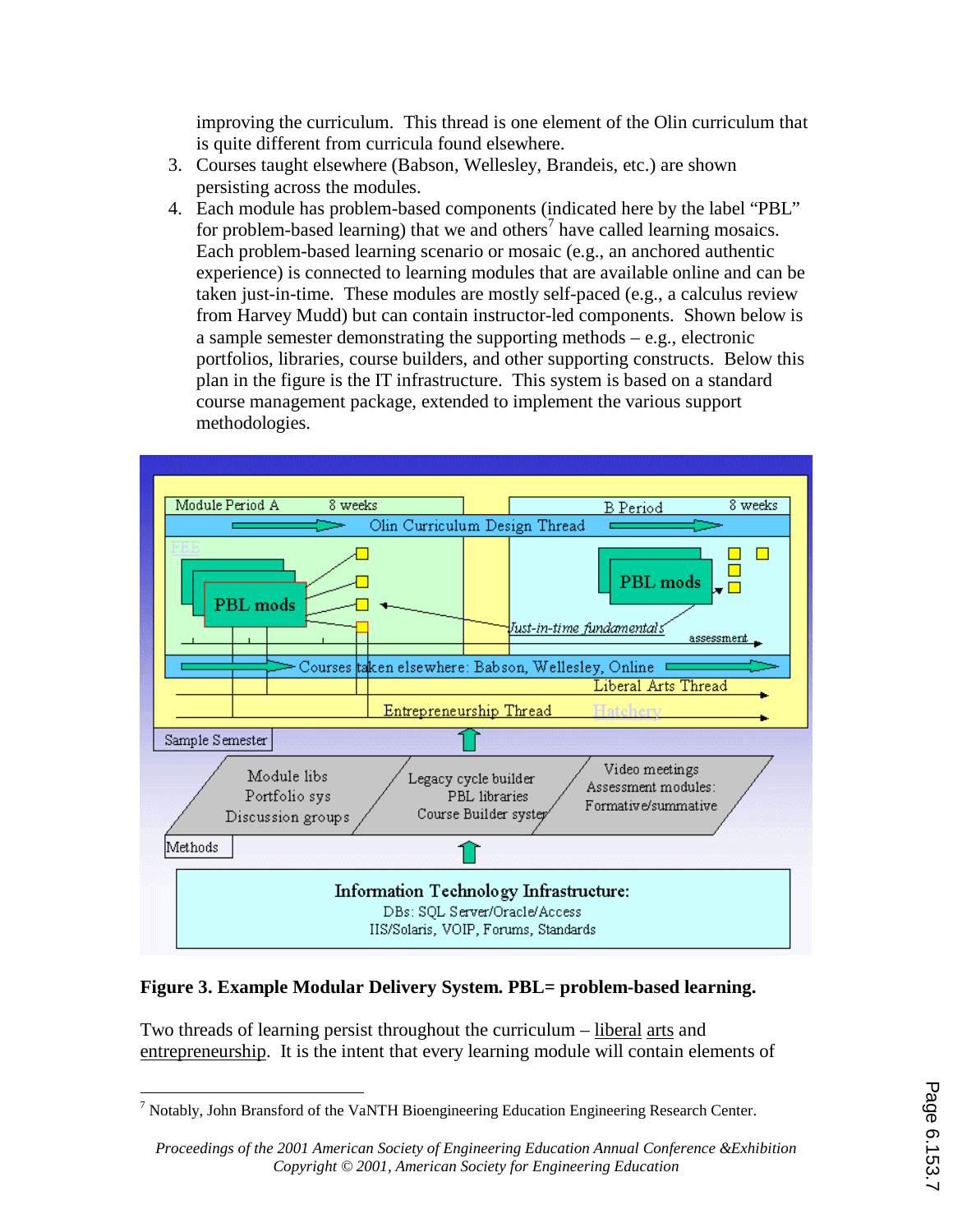improving the curriculum. This thread is one element of the Olin curriculum that is quite different from curricula found elsewhere.

3. Courses taught elsewhere (Babson, Wellesley, Brandeis, etc.) are shown persisting across the modules.
4. Each module has problem-based components (indicated here by the label "PBL" for problem-based learning) that we and others[7] have called learning mosaics. Each problem-based learning scenario or mosaic (e.g., an anchored authentic experience) is connected to learning modules that are available online and can be taken just-in-time. These modules are mostly self-paced (e.g., a calculus review from Harvey Mudd) but can contain instructor-led components. Shown below is a sample semester demonstrating the supporting methods – e.g., electronic portfolios, libraries, course builders, and other supporting constructs. Below this plan in the figure is the IT infrastructure. This system is based on a standard course management package, extended to implement the various support methodologies.

**Figure 3. Example Modular Delivery System. PBL= problem-based learning.**

Two threads of learning persist throughout the curriculum – liberal arts and entrepreneurship. It is the intent that every learning module will contain elements of

[7] Notably, John Bransford of the VaNTH Bioengineering Education Engineering Research Center.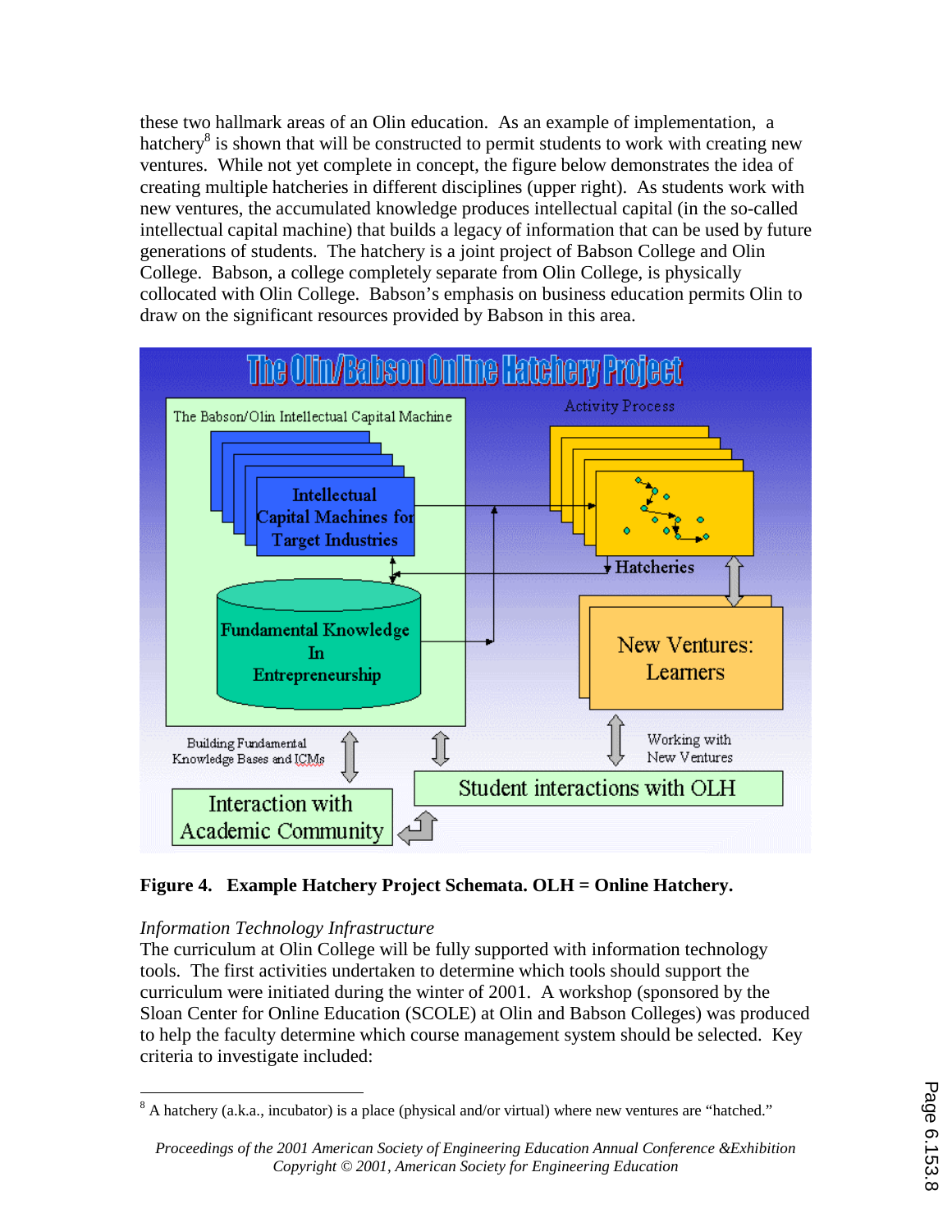these two hallmark areas of an Olin education. As an example of implementation, a hatchery[8] is shown that will be constructed to permit students to work with creating new ventures. While not yet complete in concept, the figure below demonstrates the idea of creating multiple hatcheries in different disciplines (upper right). As students work with new ventures, the accumulated knowledge produces intellectual capital (in the so-called intellectual capital machine) that builds a legacy of information that can be used by future generations of students. The hatchery is a joint project of Babson College and Olin College. Babson, a college completely separate from Olin College, is physically collocated with Olin College. Babson's emphasis on business education permits Olin to draw on the significant resources provided by Babson in this area.

**Figure 4. Example Hatchery Project Schemata. OLH = Online Hatchery.**

*Information Technology Infrastructure*

The curriculum at Olin College will be fully supported with information technology tools. The first activities undertaken to determine which tools should support the curriculum were initiated during the winter of 2001. A workshop (sponsored by the Sloan Center for Online Education (SCOLE) at Olin and Babson Colleges) was produced to help the faculty determine which course management system should be selected. Key criteria to investigate included:

[8] A hatchery (a.k.a., incubator) is a place (physical and/or virtual) where new ventures are "hatched."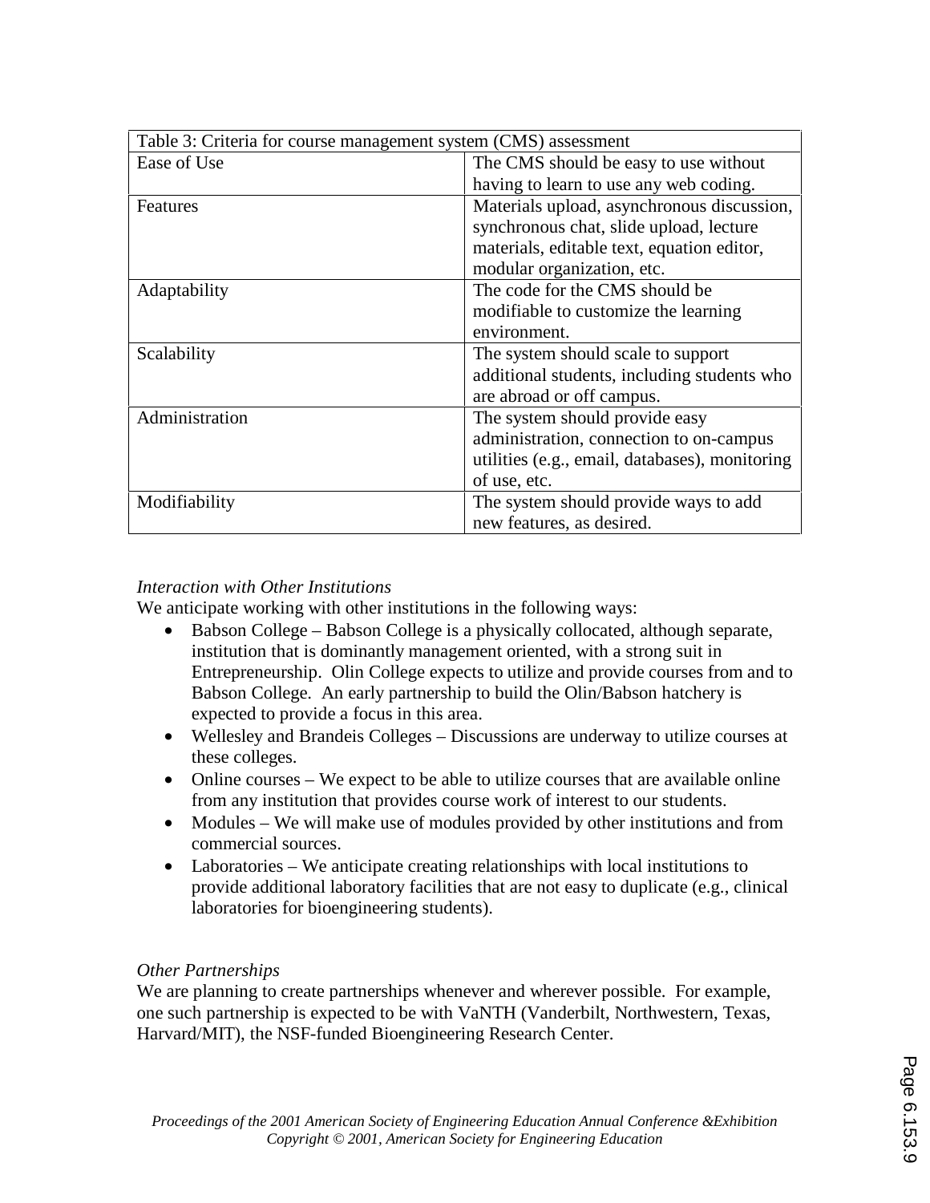| Table 3: Criteria for course management system (CMS) assessment | |
| --- | --- |
| Ease of Use | The CMS should be easy to use without having to learn to use any web coding. |
| Features | Materials upload, asynchronous discussion, synchronous chat, slide upload, lecture materials, editable text, equation editor, modular organization, etc. |
| Adaptability | The code for the CMS should be modifiable to customize the learning environment. |
| Scalability | The system should scale to support additional students, including students who are abroad or off campus. |
| Administration | The system should provide easy administration, connection to on-campus utilities (e.g., email, databases), monitoring of use, etc. |
| Modifiability | The system should provide ways to add new features, as desired. |

*Interaction with Other Institutions*

We anticipate working with other institutions in the following ways:

- Babson College – Babson College is a physically collocated, although separate, institution that is dominantly management oriented, with a strong suit in Entrepreneurship. Olin College expects to utilize and provide courses from and to Babson College. An early partnership to build the Olin/Babson hatchery is expected to provide a focus in this area.
- Wellesley and Brandeis Colleges – Discussions are underway to utilize courses at these colleges.
- Online courses – We expect to be able to utilize courses that are available online from any institution that provides course work of interest to our students.
- Modules – We will make use of modules provided by other institutions and from commercial sources.
- Laboratories – We anticipate creating relationships with local institutions to provide additional laboratory facilities that are not easy to duplicate (e.g., clinical laboratories for bioengineering students).

*Other Partnerships*

We are planning to create partnerships whenever and wherever possible. For example, one such partnership is expected to be with VaNTH (Vanderbilt, Northwestern, Texas, Harvard/MIT), the NSF-funded Bioengineering Research Center.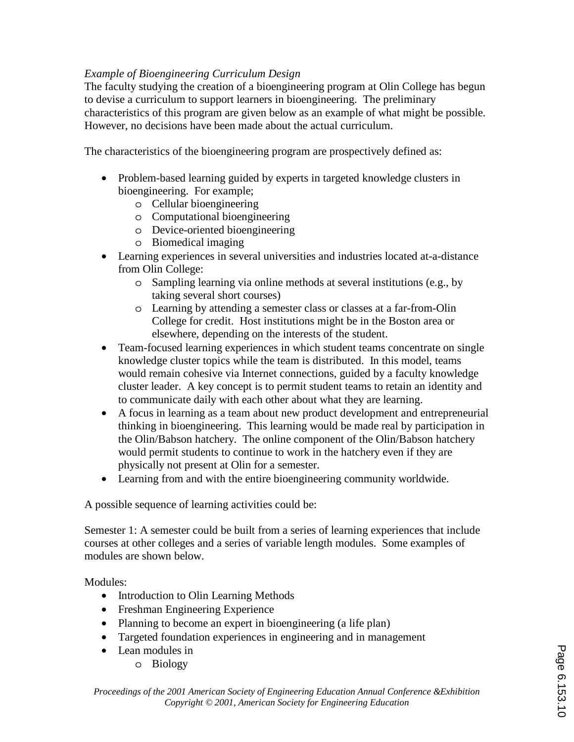*Example of Bioengineering Curriculum Design*

The faculty studying the creation of a bioengineering program at Olin College has begun to devise a curriculum to support learners in bioengineering. The preliminary characteristics of this program are given below as an example of what might be possible. However, no decisions have been made about the actual curriculum.

The characteristics of the bioengineering program are prospectively defined as:

- Problem-based learning guided by experts in targeted knowledge clusters in bioengineering. For example;
  - Cellular bioengineering
  - Computational bioengineering
  - Device-oriented bioengineering
  - Biomedical imaging
- Learning experiences in several universities and industries located at-a-distance from Olin College:
  - Sampling learning via online methods at several institutions (e.g., by taking several short courses)
  - Learning by attending a semester class or classes at a far-from-Olin College for credit. Host institutions might be in the Boston area or elsewhere, depending on the interests of the student.
- Team-focused learning experiences in which student teams concentrate on single knowledge cluster topics while the team is distributed. In this model, teams would remain cohesive via Internet connections, guided by a faculty knowledge cluster leader. A key concept is to permit student teams to retain an identity and to communicate daily with each other about what they are learning.
- A focus in learning as a team about new product development and entrepreneurial thinking in bioengineering. This learning would be made real by participation in the Olin/Babson hatchery. The online component of the Olin/Babson hatchery would permit students to continue to work in the hatchery even if they are physically not present at Olin for a semester.
- Learning from and with the entire bioengineering community worldwide.

A possible sequence of learning activities could be:

Semester 1: A semester could be built from a series of learning experiences that include courses at other colleges and a series of variable length modules. Some examples of modules are shown below.

Modules:

- Introduction to Olin Learning Methods
- Freshman Engineering Experience
- Planning to become an expert in bioengineering (a life plan)
- Targeted foundation experiences in engineering and in management
- Lean modules in
  - Biology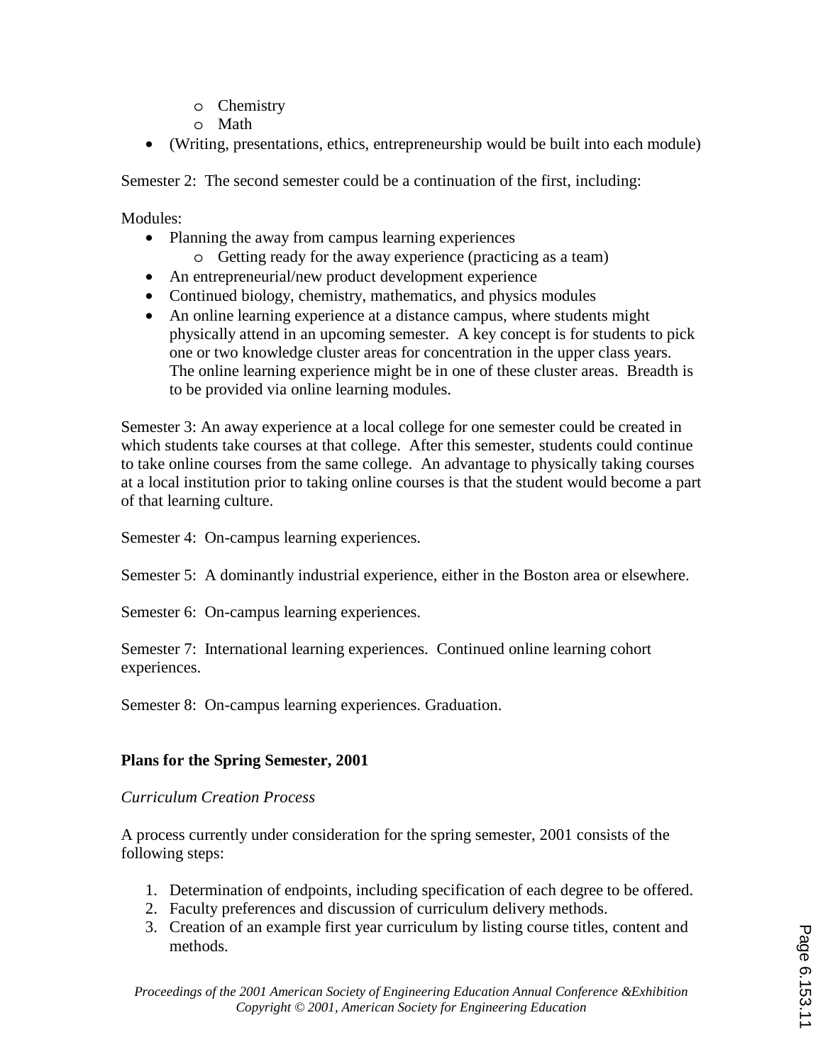- Chemistry
    - Math
- (Writing, presentations, ethics, entrepreneurship would be built into each module)

Semester 2: The second semester could be a continuation of the first, including:

Modules:

- Planning the away from campus learning experiences
    - Getting ready for the away experience (practicing as a team)
- An entrepreneurial/new product development experience
- Continued biology, chemistry, mathematics, and physics modules
- An online learning experience at a distance campus, where students might physically attend in an upcoming semester. A key concept is for students to pick one or two knowledge cluster areas for concentration in the upper class years. The online learning experience might be in one of these cluster areas. Breadth is to be provided via online learning modules.

Semester 3: An away experience at a local college for one semester could be created in which students take courses at that college. After this semester, students could continue to take online courses from the same college. An advantage to physically taking courses at a local institution prior to taking online courses is that the student would become a part of that learning culture.

Semester 4: On-campus learning experiences.

Semester 5: A dominantly industrial experience, either in the Boston area or elsewhere.

Semester 6: On-campus learning experiences.

Semester 7: International learning experiences. Continued online learning cohort experiences.

Semester 8: On-campus learning experiences. Graduation.

## Plans for the Spring Semester, 2001

*Curriculum Creation Process*

A process currently under consideration for the spring semester, 2001 consists of the following steps:

1. Determination of endpoints, including specification of each degree to be offered.
2. Faculty preferences and discussion of curriculum delivery methods.
3. Creation of an example first year curriculum by listing course titles, content and methods.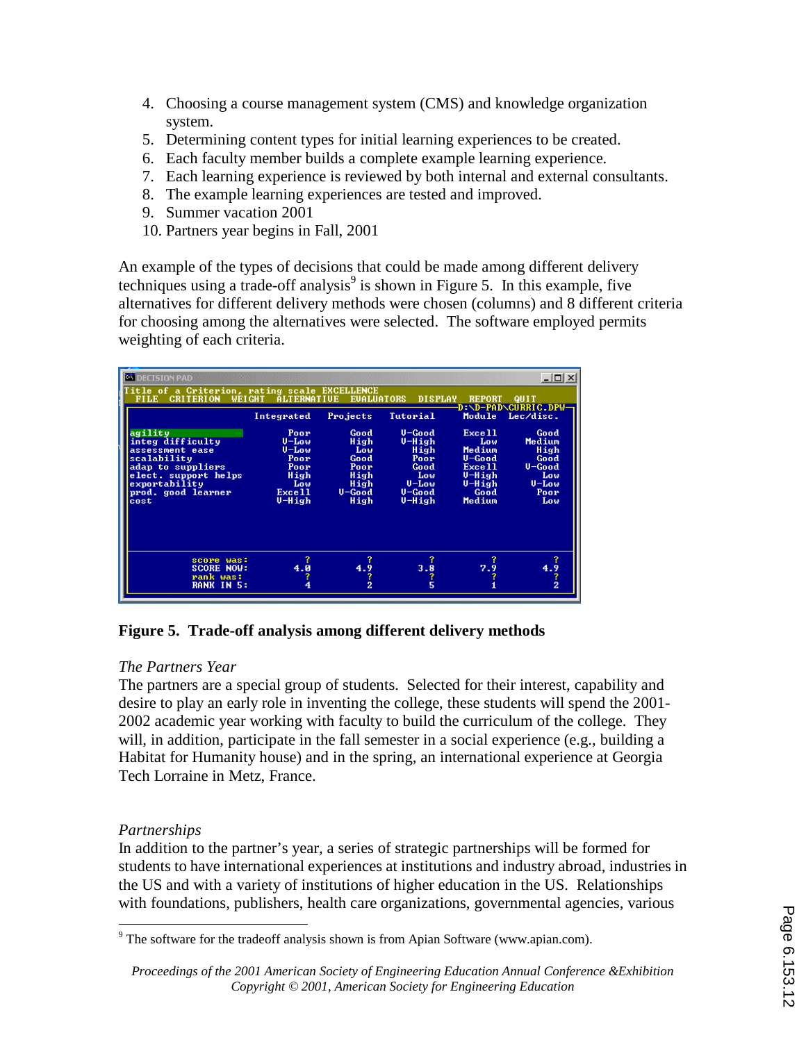4. Choosing a course management system (CMS) and knowledge organization system.
5. Determining content types for initial learning experiences to be created.
6. Each faculty member builds a complete example learning experience.
7. Each learning experience is reviewed by both internal and external consultants.
8. The example learning experiences are tested and improved.
9. Summer vacation 2001
10. Partners year begins in Fall, 2001

An example of the types of decisions that could be made among different delivery techniques using a trade-off analysis[9] is shown in Figure 5. In this example, five alternatives for different delivery methods were chosen (columns) and 8 different criteria for choosing among the alternatives were selected. The software employed permits weighting of each criteria.

| | Integrated | Projects | Tutorial | Module | Lec/disc. |
|---|---|---|---|---|---|
| agility | Poor | Good | V-Good | Excell | Good |
| integ difficulty | V-Low | High | V-High | Low | Medium |
| assessment ease | V-Low | Low | High | Medium | High |
| scalability | Poor | Good | Poor | V-Good | Good |
| adap to suppliers | Poor | Poor | Good | Excell | V-Good |
| elect. support helps | High | High | Low | V-High | Low |
| exportability | Low | High | V-Low | V-High | V-Low |
| prod. good learner | Excell | V-Good | V-Good | Good | Poor |
| cost | V-High | High | V-High | Medium | Low |
| score was: | ? | ? | ? | ? | ? |
| SCORE NOW: | 4.0 | 4.9 | 3.8 | 7.9 | 4.9 |
| rank was: | ? | ? | ? | ? | ? |
| RANK IN 5: | 4 | 2 | 5 | 1 | 2 |

**Figure 5. Trade-off analysis among different delivery methods**

*The Partners Year*

The partners are a special group of students. Selected for their interest, capability and desire to play an early role in inventing the college, these students will spend the 2001-2002 academic year working with faculty to build the curriculum of the college. They will, in addition, participate in the fall semester in a social experience (e.g., building a Habitat for Humanity house) and in the spring, an international experience at Georgia Tech Lorraine in Metz, France.

*Partnerships*

In addition to the partner's year, a series of strategic partnerships will be formed for students to have international experiences at institutions and industry abroad, industries in the US and with a variety of institutions of higher education in the US. Relationships with foundations, publishers, health care organizations, governmental agencies, various

[9] The software for the tradeoff analysis shown is from Apian Software (www.apian.com).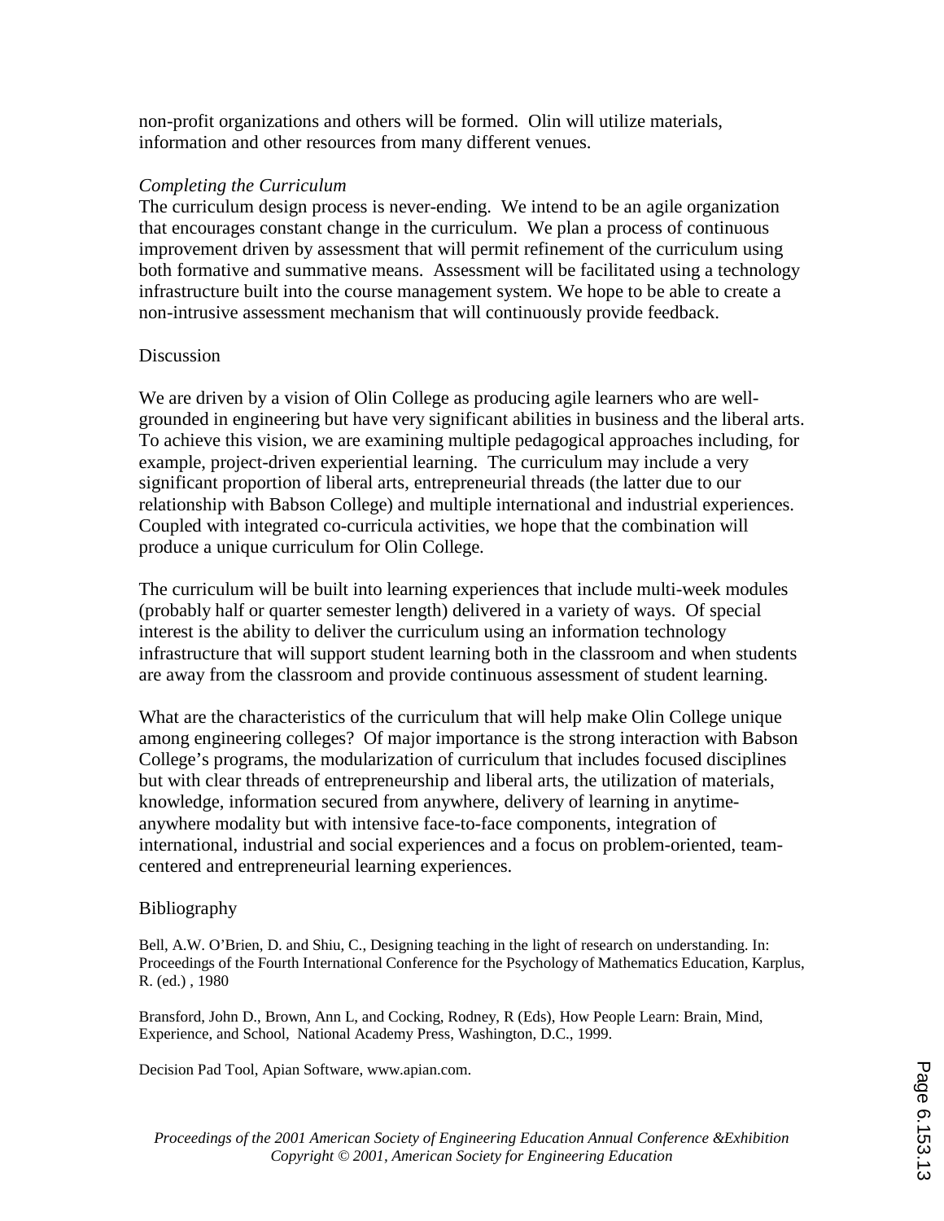non-profit organizations and others will be formed.  Olin will utilize materials, information and other resources from many different venues.

*Completing the Curriculum*

The curriculum design process is never-ending.  We intend to be an agile organization that encourages constant change in the curriculum.  We plan a process of continuous improvement driven by assessment that will permit refinement of the curriculum using both formative and summative means.  Assessment will be facilitated using a technology infrastructure built into the course management system. We hope to be able to create a non-intrusive assessment mechanism that will continuously provide feedback.

## Discussion

We are driven by a vision of Olin College as producing agile learners who are well-grounded in engineering but have very significant abilities in business and the liberal arts. To achieve this vision, we are examining multiple pedagogical approaches including, for example, project-driven experiential learning.  The curriculum may include a very significant proportion of liberal arts, entrepreneurial threads (the latter due to our relationship with Babson College) and multiple international and industrial experiences. Coupled with integrated co-curricula activities, we hope that the combination will produce a unique curriculum for Olin College.

The curriculum will be built into learning experiences that include multi-week modules (probably half or quarter semester length) delivered in a variety of ways.  Of special interest is the ability to deliver the curriculum using an information technology infrastructure that will support student learning both in the classroom and when students are away from the classroom and provide continuous assessment of student learning.

What are the characteristics of the curriculum that will help make Olin College unique among engineering colleges?  Of major importance is the strong interaction with Babson College's programs, the modularization of curriculum that includes focused disciplines but with clear threads of entrepreneurship and liberal arts, the utilization of materials, knowledge, information secured from anywhere, delivery of learning in anytime-anywhere modality but with intensive face-to-face components, integration of international, industrial and social experiences and a focus on problem-oriented, team-centered and entrepreneurial learning experiences.

## Bibliography

Bell, A.W. O'Brien, D. and Shiu, C., Designing teaching in the light of research on understanding. In: Proceedings of the Fourth International Conference for the Psychology of Mathematics Education, Karplus, R. (ed.) , 1980

Bransford, John D., Brown, Ann L, and Cocking, Rodney, R (Eds), How People Learn: Brain, Mind, Experience, and School,  National Academy Press, Washington, D.C., 1999.

Decision Pad Tool, Apian Software, www.apian.com.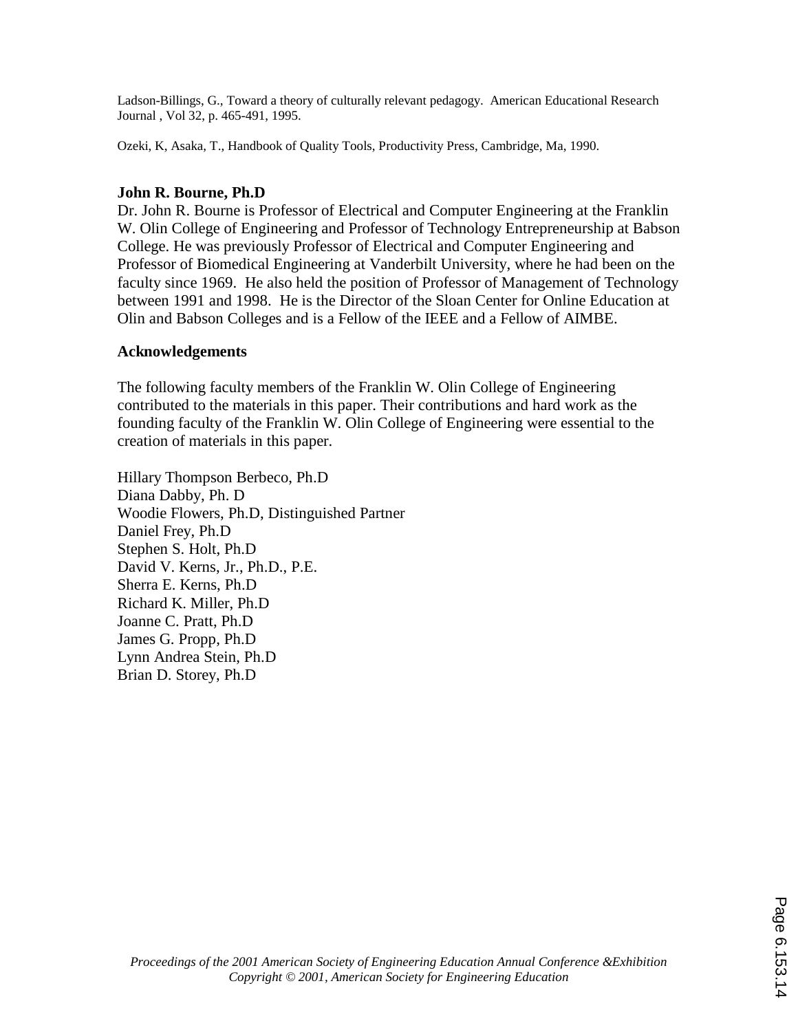Ladson-Billings, G., Toward a theory of culturally relevant pedagogy. American Educational Research Journal , Vol 32, p. 465-491, 1995.

Ozeki, K, Asaka, T., Handbook of Quality Tools, Productivity Press, Cambridge, Ma, 1990.

**John R. Bourne, Ph.D**

Dr. John R. Bourne is Professor of Electrical and Computer Engineering at the Franklin W. Olin College of Engineering and Professor of Technology Entrepreneurship at Babson College. He was previously Professor of Electrical and Computer Engineering and Professor of Biomedical Engineering at Vanderbilt University, where he had been on the faculty since 1969. He also held the position of Professor of Management of Technology between 1991 and 1998. He is the Director of the Sloan Center for Online Education at Olin and Babson Colleges and is a Fellow of the IEEE and a Fellow of AIMBE.

**Acknowledgements**

The following faculty members of the Franklin W. Olin College of Engineering contributed to the materials in this paper. Their contributions and hard work as the founding faculty of the Franklin W. Olin College of Engineering were essential to the creation of materials in this paper.

Hillary Thompson Berbeco, Ph.D
Diana Dabby, Ph. D
Woodie Flowers, Ph.D, Distinguished Partner
Daniel Frey, Ph.D
Stephen S. Holt, Ph.D
David V. Kerns, Jr., Ph.D., P.E.
Sherra E. Kerns, Ph.D
Richard K. Miller, Ph.D
Joanne C. Pratt, Ph.D
James G. Propp, Ph.D
Lynn Andrea Stein, Ph.D
Brian D. Storey, Ph.D